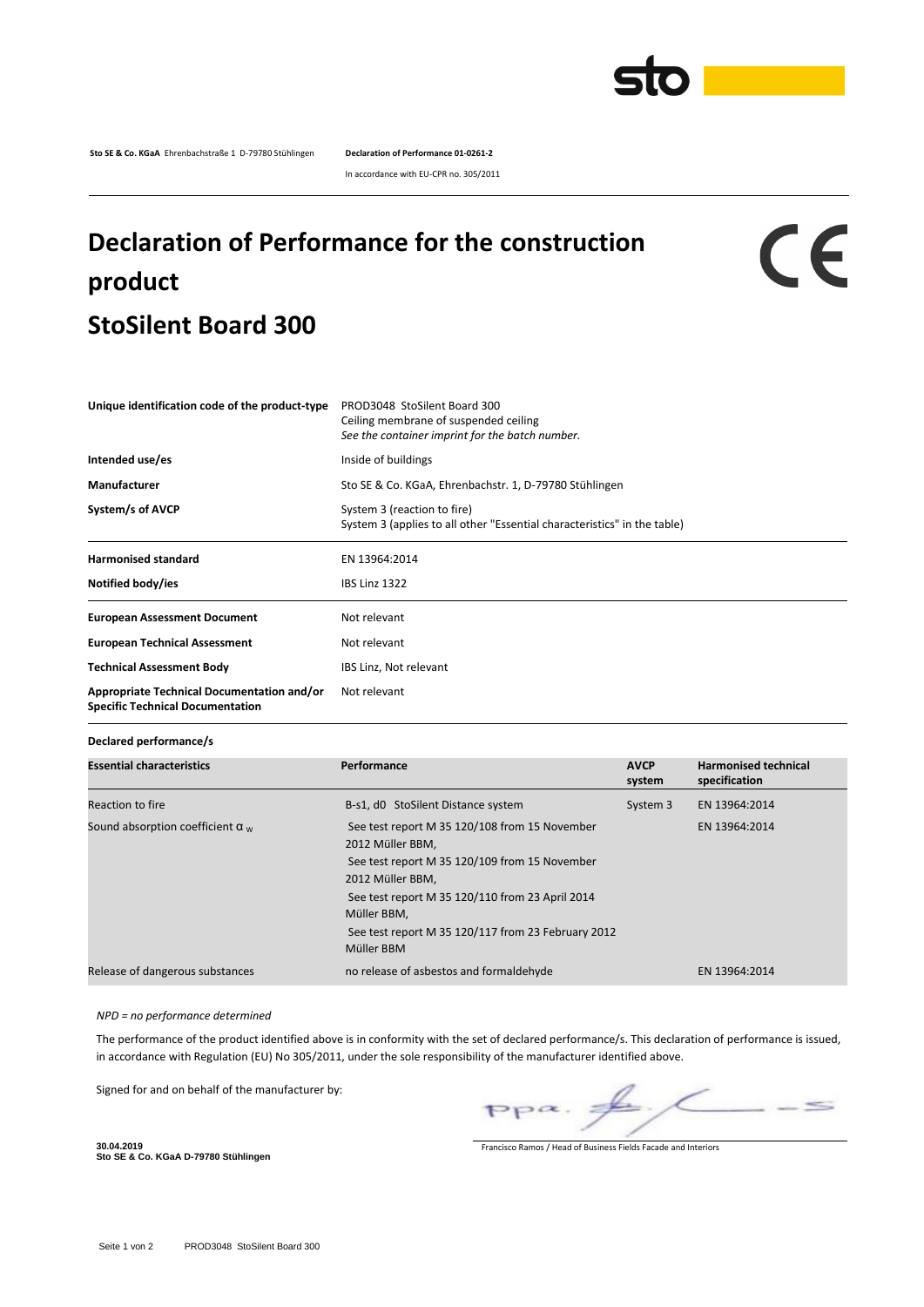**Sto SE & Co. KGaA** Ehrenbachstraße 1 D-79780 Stühlingen **Declaration of Performance 01-0261-2**

In accordance with EU-CPR no. 305/2011

# Declaration of Performance for the construction product

# StoSilent Board 300

| | |
|---|---|
| **Unique identification code of the product-type** | PROD3048 StoSilent Board 300<br>Ceiling membrane of suspended ceiling<br>*See the container imprint for the batch number.* |
| **Intended use/es** | Inside of buildings |
| **Manufacturer** | Sto SE & Co. KGaA, Ehrenbachstr. 1, D-79780 Stühlingen |
| **System/s of AVCP** | System 3 (reaction to fire)<br>System 3 (applies to all other "Essential characteristics" in the table) |
| **Harmonised standard** | EN 13964:2014 |
| **Notified body/ies** | IBS Linz 1322 |
| **European Assessment Document** | Not relevant |
| **European Technical Assessment** | Not relevant |
| **Technical Assessment Body** | IBS Linz, Not relevant |
| **Appropriate Technical Documentation and/or Specific Technical Documentation** | Not relevant |

**Declared performance/s**

| Essential characteristics | Performance | AVCP system | Harmonised technical specification |
|---|---|---|---|
| Reaction to fire | B-s1, d0 StoSilent Distance system | System 3 | EN 13964:2014 |
| Sound absorption coefficient $\alpha_w$ | See test report M 35 120/108 from 15 November 2012 Müller BBM,<br>See test report M 35 120/109 from 15 November 2012 Müller BBM,<br>See test report M 35 120/110 from 23 April 2014 Müller BBM,<br>See test report M 35 120/117 from 23 February 2012 Müller BBM | | EN 13964:2014 |
| Release of dangerous substances | no release of asbestos and formaldehyde | | EN 13964:2014 |

*NPD = no performance determined*

The performance of the product identified above is in conformity with the set of declared performance/s. This declaration of performance is issued, in accordance with Regulation (EU) No 305/2011, under the sole responsibility of the manufacturer identified above.

Signed for and on behalf of the manufacturer by:

ppa.

**30.04.2019**
**Sto SE & Co. KGaA D-79780 Stühlingen**

Francisco Ramos / Head of Business Fields Facade and Interiors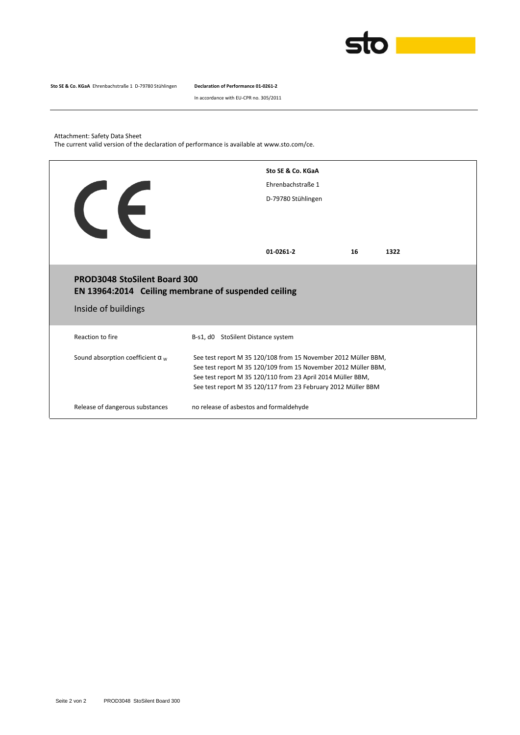**Sto SE & Co. KGaA** Ehrenbachstraße 1 D-79780 Stühlingen **Declaration of Performance 01-0261-2**

In accordance with EU-CPR no. 305/2011

Attachment: Safety Data Sheet
The current valid version of the declaration of performance is available at www.sto.com/ce.

CE

**Sto SE & Co. KGaA**
Ehrenbachstraße 1
D-79780 Stühlingen

**01-0261-2** **16** **1322**

## PROD3048 StoSilent Board 300
## EN 13964:2014 Ceiling membrane of suspended ceiling

Inside of buildings

| | |
|---|---|
| Reaction to fire | B-s1, d0 StoSilent Distance system |
| Sound absorption coefficient $\alpha_w$ | See test report M 35 120/108 from 15 November 2012 Müller BBM,<br>See test report M 35 120/109 from 15 November 2012 Müller BBM,<br>See test report M 35 120/110 from 23 April 2014 Müller BBM,<br>See test report M 35 120/117 from 23 February 2012 Müller BBM |
| Release of dangerous substances | no release of asbestos and formaldehyde |